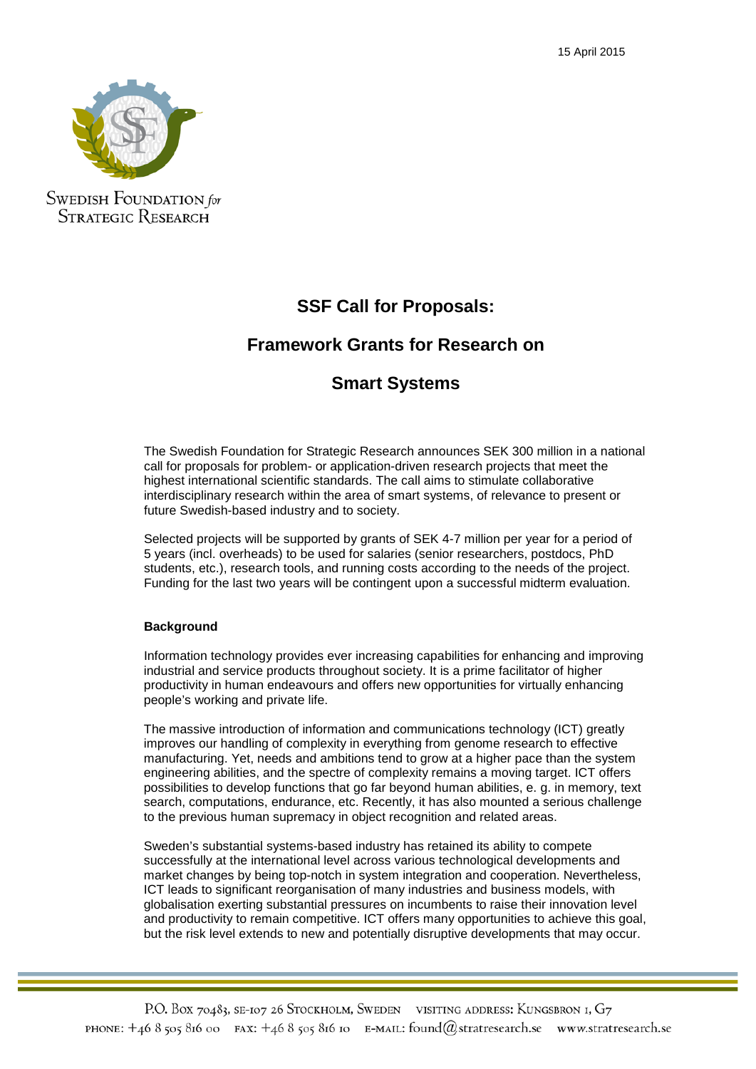15 April 2015

Swedish Foundation for Strategic Research

# SSF Call for Proposals:

# Framework Grants for Research on

# Smart Systems

The Swedish Foundation for Strategic Research announces SEK 300 million in a national call for proposals for problem- or application-driven research projects that meet the highest international scientific standards. The call aims to stimulate collaborative interdisciplinary research within the area of smart systems, of relevance to present or future Swedish-based industry and to society.

Selected projects will be supported by grants of SEK 4-7 million per year for a period of 5 years (incl. overheads) to be used for salaries (senior researchers, postdocs, PhD students, etc.), research tools, and running costs according to the needs of the project. Funding for the last two years will be contingent upon a successful midterm evaluation.

**Background**

Information technology provides ever increasing capabilities for enhancing and improving industrial and service products throughout society. It is a prime facilitator of higher productivity in human endeavours and offers new opportunities for virtually enhancing people's working and private life.

The massive introduction of information and communications technology (ICT) greatly improves our handling of complexity in everything from genome research to effective manufacturing. Yet, needs and ambitions tend to grow at a higher pace than the system engineering abilities, and the spectre of complexity remains a moving target. ICT offers possibilities to develop functions that go far beyond human abilities, e. g. in memory, text search, computations, endurance, etc. Recently, it has also mounted a serious challenge to the previous human supremacy in object recognition and related areas.

Sweden's substantial systems-based industry has retained its ability to compete successfully at the international level across various technological developments and market changes by being top-notch in system integration and cooperation. Nevertheless, ICT leads to significant reorganisation of many industries and business models, with globalisation exerting substantial pressures on incumbents to raise their innovation level and productivity to remain competitive. ICT offers many opportunities to achieve this goal, but the risk level extends to new and potentially disruptive developments that may occur.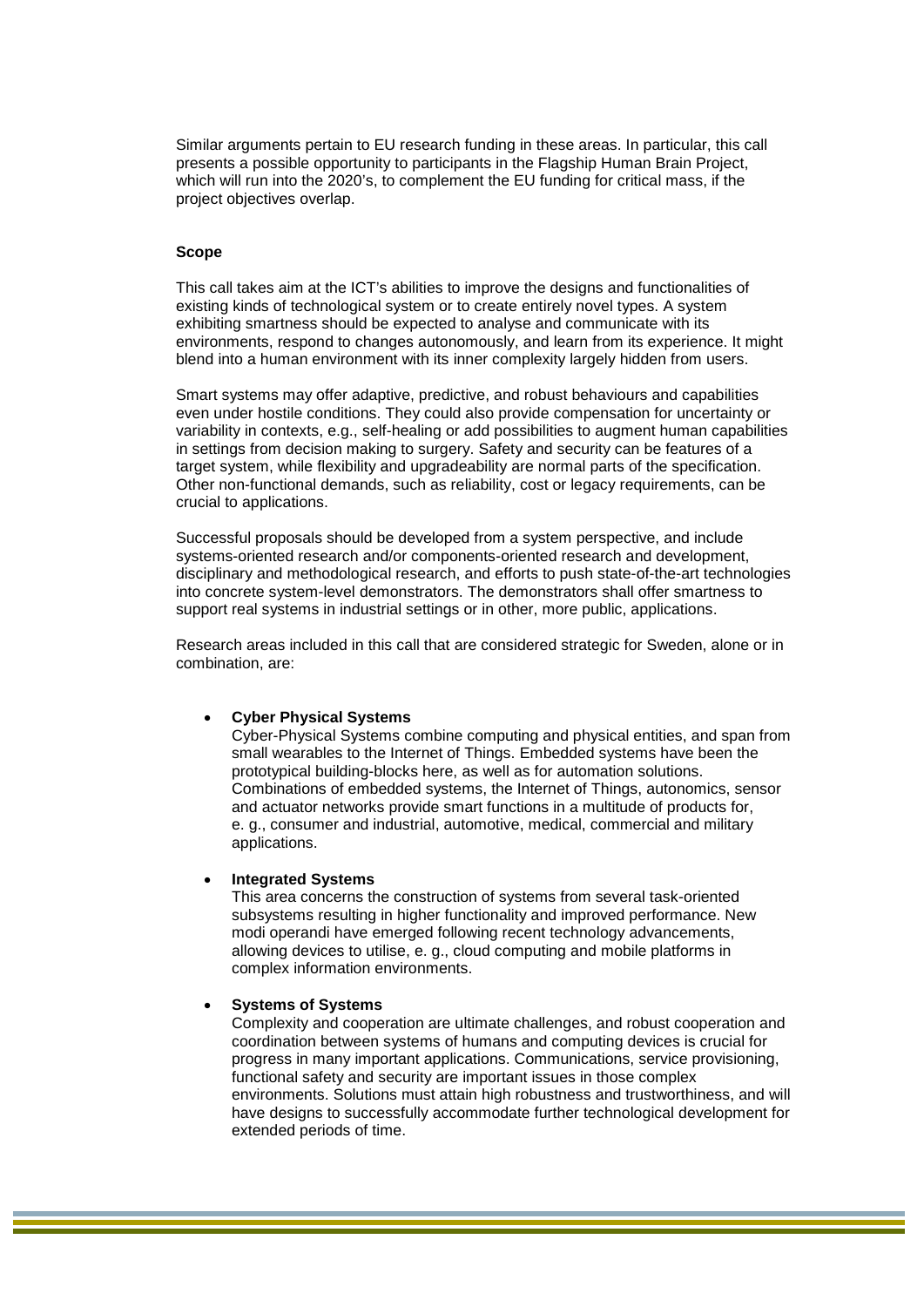Similar arguments pertain to EU research funding in these areas. In particular, this call presents a possible opportunity to participants in the Flagship Human Brain Project, which will run into the 2020's, to complement the EU funding for critical mass, if the project objectives overlap.

**Scope**

This call takes aim at the ICT's abilities to improve the designs and functionalities of existing kinds of technological system or to create entirely novel types. A system exhibiting smartness should be expected to analyse and communicate with its environments, respond to changes autonomously, and learn from its experience. It might blend into a human environment with its inner complexity largely hidden from users.

Smart systems may offer adaptive, predictive, and robust behaviours and capabilities even under hostile conditions. They could also provide compensation for uncertainty or variability in contexts, e.g., self-healing or add possibilities to augment human capabilities in settings from decision making to surgery. Safety and security can be features of a target system, while flexibility and upgradeability are normal parts of the specification. Other non-functional demands, such as reliability, cost or legacy requirements, can be crucial to applications.

Successful proposals should be developed from a system perspective, and include systems-oriented research and/or components-oriented research and development, disciplinary and methodological research, and efforts to push state-of-the-art technologies into concrete system-level demonstrators. The demonstrators shall offer smartness to support real systems in industrial settings or in other, more public, applications.

Research areas included in this call that are considered strategic for Sweden, alone or in combination, are:

- **Cyber Physical Systems**
  Cyber-Physical Systems combine computing and physical entities, and span from small wearables to the Internet of Things. Embedded systems have been the prototypical building-blocks here, as well as for automation solutions. Combinations of embedded systems, the Internet of Things, autonomics, sensor and actuator networks provide smart functions in a multitude of products for, e. g., consumer and industrial, automotive, medical, commercial and military applications.

- **Integrated Systems**
  This area concerns the construction of systems from several task-oriented subsystems resulting in higher functionality and improved performance. New modi operandi have emerged following recent technology advancements, allowing devices to utilise, e. g., cloud computing and mobile platforms in complex information environments.

- **Systems of Systems**
  Complexity and cooperation are ultimate challenges, and robust cooperation and coordination between systems of humans and computing devices is crucial for progress in many important applications. Communications, service provisioning, functional safety and security are important issues in those complex environments. Solutions must attain high robustness and trustworthiness, and will have designs to successfully accommodate further technological development for extended periods of time.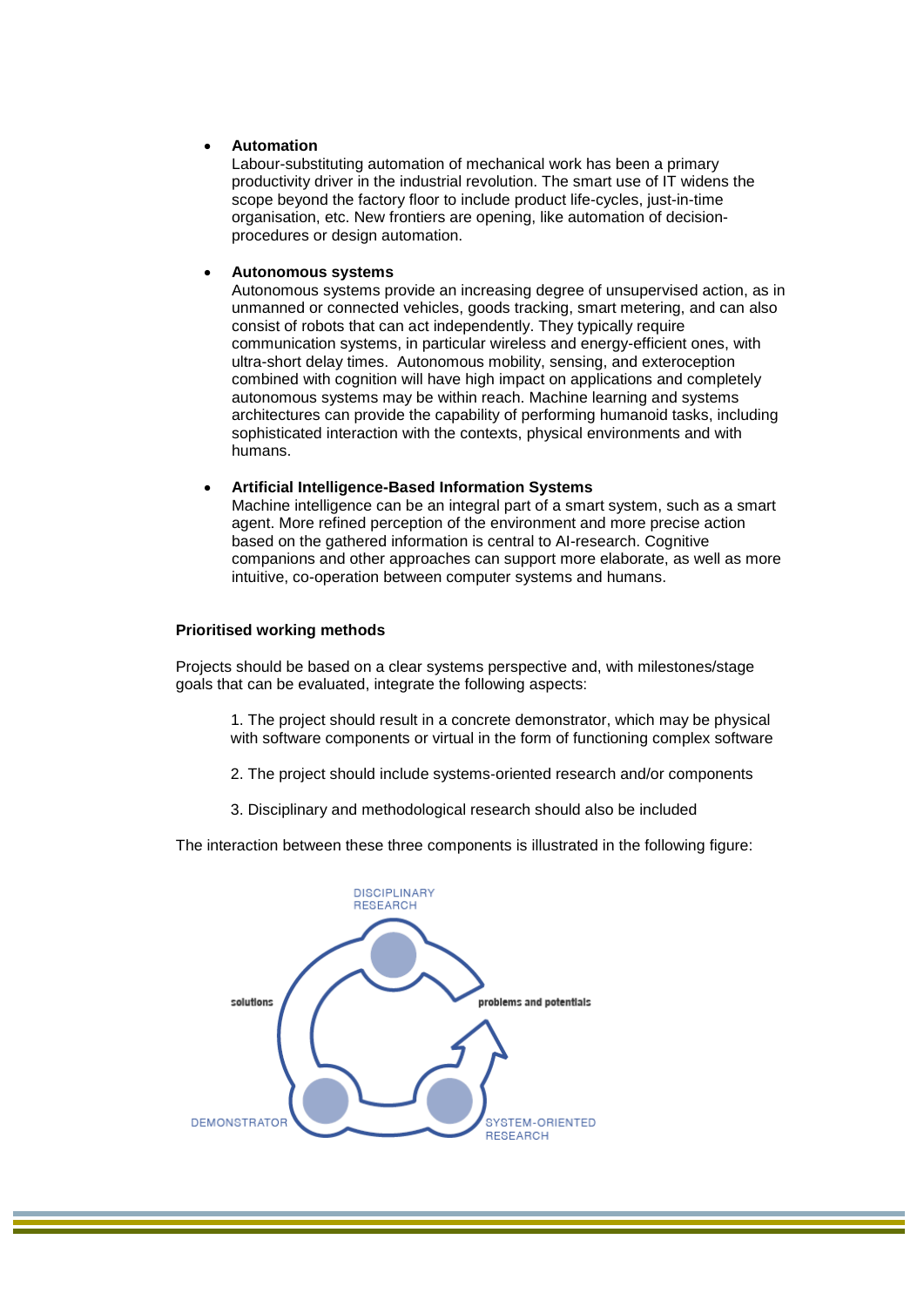- **Automation**
  Labour-substituting automation of mechanical work has been a primary productivity driver in the industrial revolution. The smart use of IT widens the scope beyond the factory floor to include product life-cycles, just-in-time organisation, etc. New frontiers are opening, like automation of decision-procedures or design automation.

- **Autonomous systems**
  Autonomous systems provide an increasing degree of unsupervised action, as in unmanned or connected vehicles, goods tracking, smart metering, and can also consist of robots that can act independently. They typically require communication systems, in particular wireless and energy-efficient ones, with ultra-short delay times. Autonomous mobility, sensing, and exteroception combined with cognition will have high impact on applications and completely autonomous systems may be within reach. Machine learning and systems architectures can provide the capability of performing humanoid tasks, including sophisticated interaction with the contexts, physical environments and with humans.

- **Artificial Intelligence-Based Information Systems**
  Machine intelligence can be an integral part of a smart system, such as a smart agent. More refined perception of the environment and more precise action based on the gathered information is central to AI-research. Cognitive companions and other approaches can support more elaborate, as well as more intuitive, co-operation between computer systems and humans.

**Prioritised working methods**

Projects should be based on a clear systems perspective and, with milestones/stage goals that can be evaluated, integrate the following aspects:

1. The project should result in a concrete demonstrator, which may be physical with software components or virtual in the form of functioning complex software

2. The project should include systems-oriented research and/or components

3. Disciplinary and methodological research should also be included

The interaction between these three components is illustrated in the following figure:

DISCIPLINARY RESEARCH

solutions

problems and potentials

DEMONSTRATOR

SYSTEM-ORIENTED RESEARCH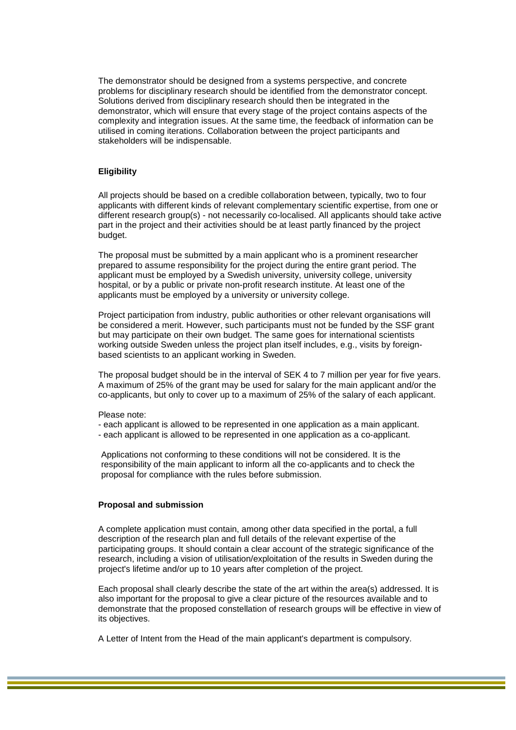The demonstrator should be designed from a systems perspective, and concrete problems for disciplinary research should be identified from the demonstrator concept. Solutions derived from disciplinary research should then be integrated in the demonstrator, which will ensure that every stage of the project contains aspects of the complexity and integration issues. At the same time, the feedback of information can be utilised in coming iterations. Collaboration between the project participants and stakeholders will be indispensable.

**Eligibility**

All projects should be based on a credible collaboration between, typically, two to four applicants with different kinds of relevant complementary scientific expertise, from one or different research group(s) - not necessarily co-localised. All applicants should take active part in the project and their activities should be at least partly financed by the project budget.

The proposal must be submitted by a main applicant who is a prominent researcher prepared to assume responsibility for the project during the entire grant period. The applicant must be employed by a Swedish university, university college, university hospital, or by a public or private non-profit research institute. At least one of the applicants must be employed by a university or university college.

Project participation from industry, public authorities or other relevant organisations will be considered a merit. However, such participants must not be funded by the SSF grant but may participate on their own budget. The same goes for international scientists working outside Sweden unless the project plan itself includes, e.g., visits by foreign-based scientists to an applicant working in Sweden.

The proposal budget should be in the interval of SEK 4 to 7 million per year for five years. A maximum of 25% of the grant may be used for salary for the main applicant and/or the co-applicants, but only to cover up to a maximum of 25% of the salary of each applicant.

Please note:

- each applicant is allowed to be represented in one application as a main applicant.
- each applicant is allowed to be represented in one application as a co-applicant.

Applications not conforming to these conditions will not be considered. It is the responsibility of the main applicant to inform all the co-applicants and to check the proposal for compliance with the rules before submission.

**Proposal and submission**

A complete application must contain, among other data specified in the portal, a full description of the research plan and full details of the relevant expertise of the participating groups. It should contain a clear account of the strategic significance of the research, including a vision of utilisation/exploitation of the results in Sweden during the project's lifetime and/or up to 10 years after completion of the project.

Each proposal shall clearly describe the state of the art within the area(s) addressed. It is also important for the proposal to give a clear picture of the resources available and to demonstrate that the proposed constellation of research groups will be effective in view of its objectives.

A Letter of Intent from the Head of the main applicant's department is compulsory.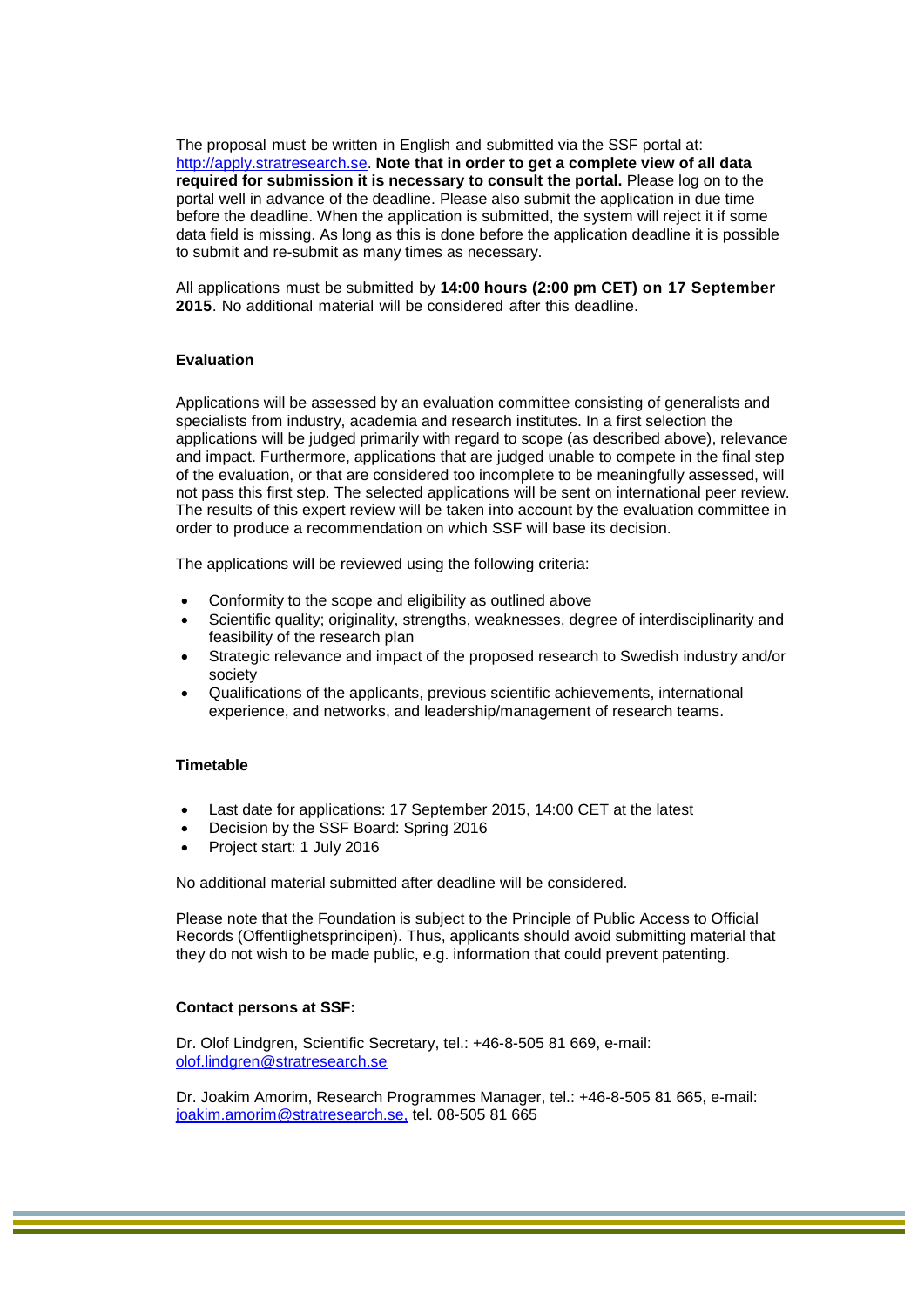The proposal must be written in English and submitted via the SSF portal at: http://apply.stratresearch.se. **Note that in order to get a complete view of all data required for submission it is necessary to consult the portal.** Please log on to the portal well in advance of the deadline. Please also submit the application in due time before the deadline. When the application is submitted, the system will reject it if some data field is missing. As long as this is done before the application deadline it is possible to submit and re-submit as many times as necessary.

All applications must be submitted by **14:00 hours (2:00 pm CET) on 17 September 2015**. No additional material will be considered after this deadline.

### Evaluation

Applications will be assessed by an evaluation committee consisting of generalists and specialists from industry, academia and research institutes. In a first selection the applications will be judged primarily with regard to scope (as described above), relevance and impact. Furthermore, applications that are judged unable to compete in the final step of the evaluation, or that are considered too incomplete to be meaningfully assessed, will not pass this first step. The selected applications will be sent on international peer review. The results of this expert review will be taken into account by the evaluation committee in order to produce a recommendation on which SSF will base its decision.

The applications will be reviewed using the following criteria:

- Conformity to the scope and eligibility as outlined above
- Scientific quality; originality, strengths, weaknesses, degree of interdisciplinarity and feasibility of the research plan
- Strategic relevance and impact of the proposed research to Swedish industry and/or society
- Qualifications of the applicants, previous scientific achievements, international experience, and networks, and leadership/management of research teams.

### Timetable

- Last date for applications: 17 September 2015, 14:00 CET at the latest
- Decision by the SSF Board: Spring 2016
- Project start: 1 July 2016

No additional material submitted after deadline will be considered.

Please note that the Foundation is subject to the Principle of Public Access to Official Records (Offentlighetsprincipen). Thus, applicants should avoid submitting material that they do not wish to be made public, e.g. information that could prevent patenting.

### Contact persons at SSF:

Dr. Olof Lindgren, Scientific Secretary, tel.: +46-8-505 81 669, e-mail: olof.lindgren@stratresearch.se

Dr. Joakim Amorim, Research Programmes Manager, tel.: +46-8-505 81 665, e-mail: joakim.amorim@stratresearch.se, tel. 08-505 81 665